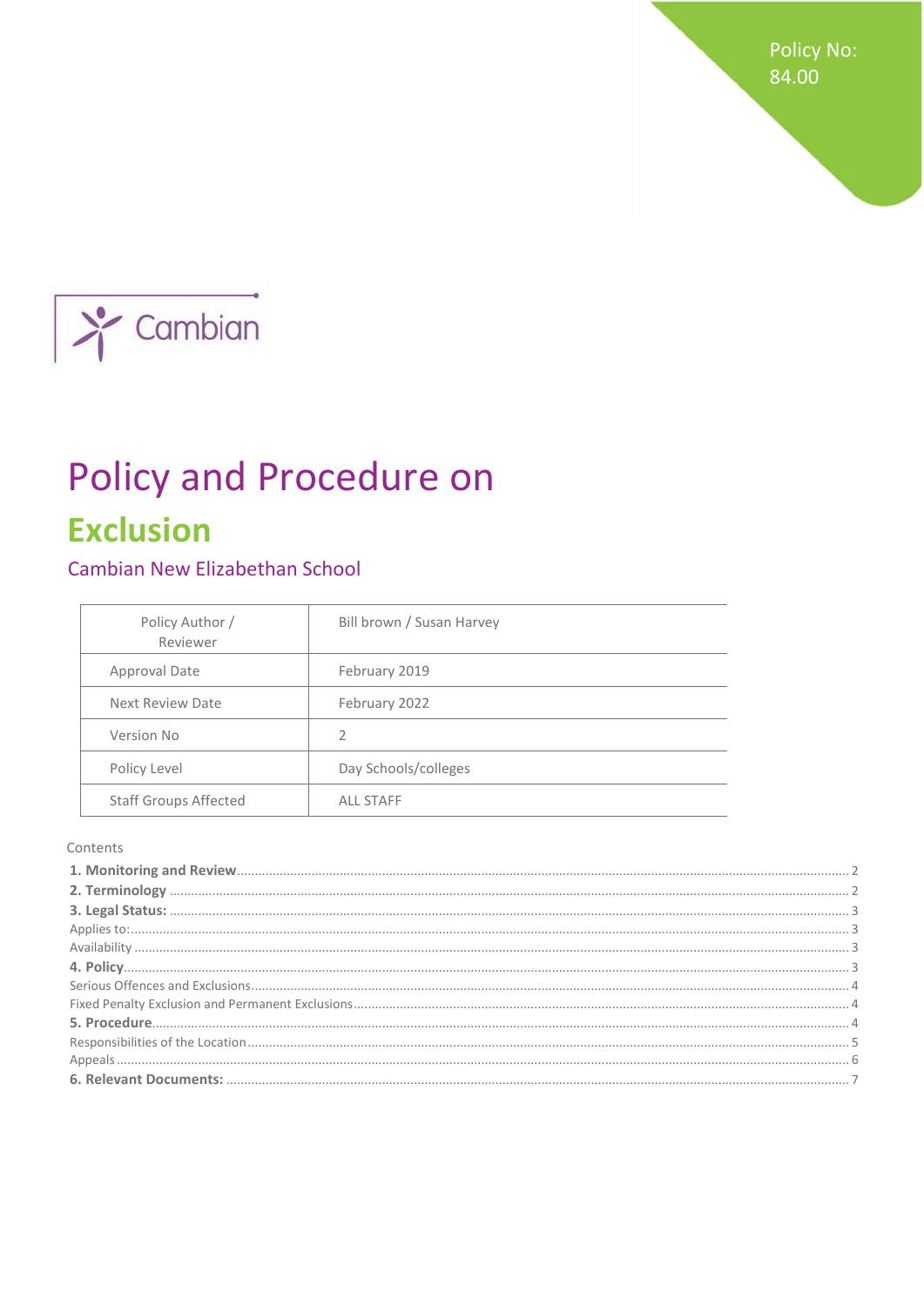Policy No: 84.00

Cambian

# Policy and Procedure on

# Exclusion

## Cambian New Elizabethan School

| Policy Author / Reviewer | Bill brown / Susan Harvey |
|---|---|
| Approval Date | February 2019 |
| Next Review Date | February 2022 |
| Version No | 2 |
| Policy Level | Day Schools/colleges |
| Staff Groups Affected | ALL STAFF |

Contents

**1. Monitoring and Review** .......... 2
**2. Terminology** .......... 2
**3. Legal Status:** .......... 3
Applies to: .......... 3
Availability .......... 3
**4. Policy** .......... 3
Serious Offences and Exclusions .......... 4
Fixed Penalty Exclusion and Permanent Exclusions .......... 4
**5. Procedure** .......... 4
Responsibilities of the Location .......... 5
Appeals .......... 6
**6. Relevant Documents:** .......... 7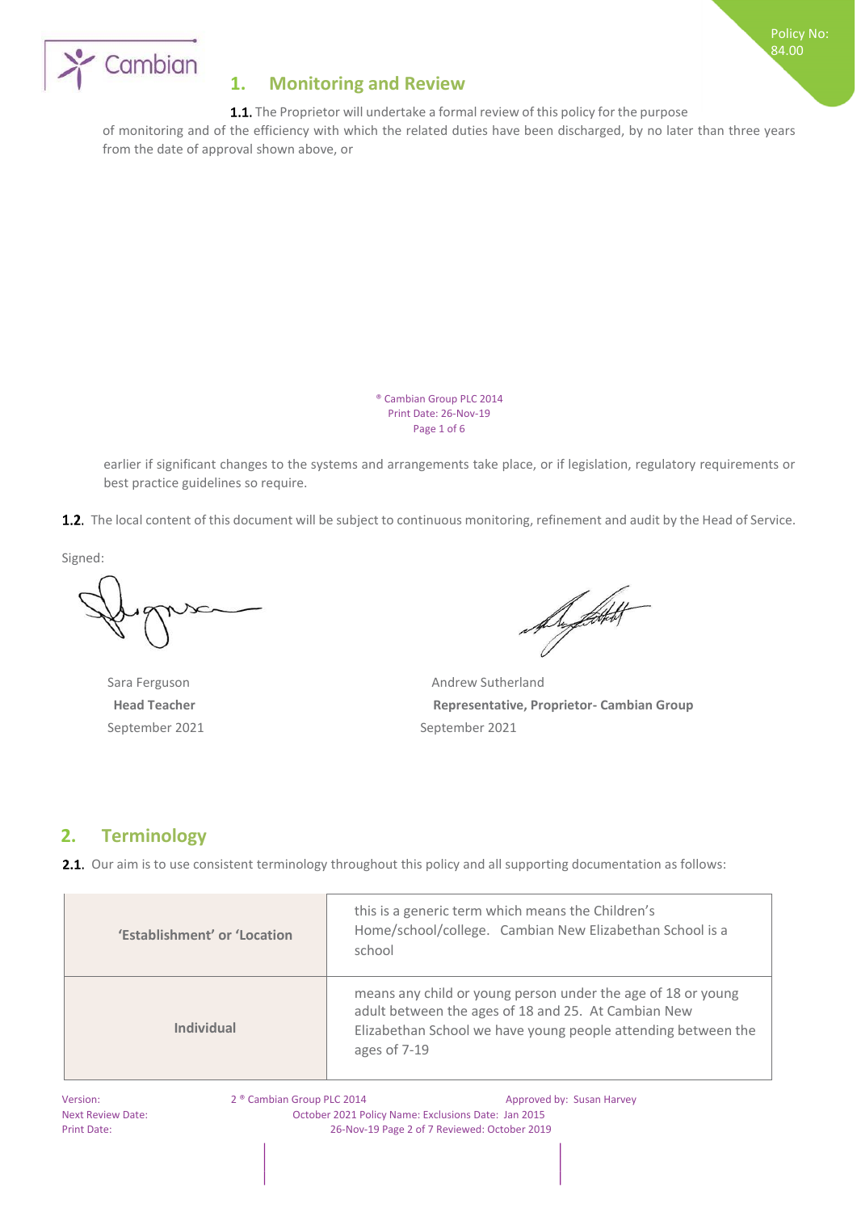## 1. Monitoring and Review

**1.1.** The Proprietor will undertake a formal review of this policy for the purpose of monitoring and of the efficiency with which the related duties have been discharged, by no later than three years from the date of approval shown above, or earlier if significant changes to the systems and arrangements take place, or if legislation, regulatory requirements or best practice guidelines so require.

**1.2.** The local content of this document will be subject to continuous monitoring, refinement and audit by the Head of Service.

Signed:

Sara Ferguson
**Head Teacher**
September 2021

Andrew Sutherland
**Representative, Proprietor- Cambian Group**
September 2021

## 2. Terminology

**2.1.** Our aim is to use consistent terminology throughout this policy and all supporting documentation as follows:

| | |
|---|---|
| **'Establishment' or 'Location** | this is a generic term which means the Children's Home/school/college. Cambian New Elizabethan School is a school |
| **Individual** | means any child or young person under the age of 18 or young adult between the ages of 18 and 25. At Cambian New Elizabethan School we have young people attending between the ages of 7-19 |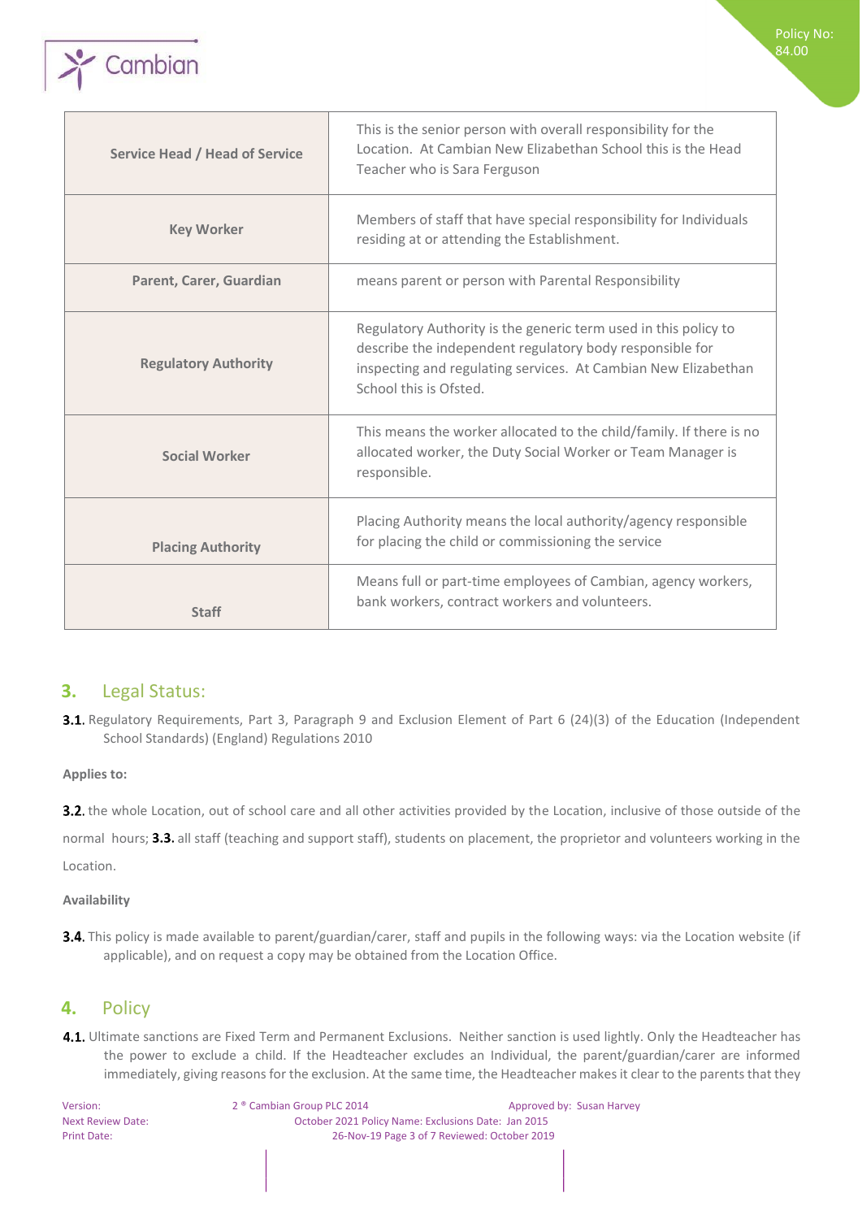| | |
|---|---|
| **Service Head / Head of Service** | This is the senior person with overall responsibility for the Location. At Cambian New Elizabethan School this is the Head Teacher who is Sara Ferguson |
| **Key Worker** | Members of staff that have special responsibility for Individuals residing at or attending the Establishment. |
| **Parent, Carer, Guardian** | means parent or person with Parental Responsibility |
| **Regulatory Authority** | Regulatory Authority is the generic term used in this policy to describe the independent regulatory body responsible for inspecting and regulating services. At Cambian New Elizabethan School this is Ofsted. |
| **Social Worker** | This means the worker allocated to the child/family. If there is no allocated worker, the Duty Social Worker or Team Manager is responsible. |
| **Placing Authority** | Placing Authority means the local authority/agency responsible for placing the child or commissioning the service |
| **Staff** | Means full or part-time employees of Cambian, agency workers, bank workers, contract workers and volunteers. |

## 3. Legal Status:

**3.1.** Regulatory Requirements, Part 3, Paragraph 9 and Exclusion Element of Part 6 (24)(3) of the Education (Independent School Standards) (England) Regulations 2010

**Applies to:**

**3.2.** the whole Location, out of school care and all other activities provided by the Location, inclusive of those outside of the normal hours; **3.3.** all staff (teaching and support staff), students on placement, the proprietor and volunteers working in the Location.

**Availability**

**3.4.** This policy is made available to parent/guardian/carer, staff and pupils in the following ways: via the Location website (if applicable), and on request a copy may be obtained from the Location Office.

## 4. Policy

**4.1.** Ultimate sanctions are Fixed Term and Permanent Exclusions. Neither sanction is used lightly. Only the Headteacher has the power to exclude a child. If the Headteacher excludes an Individual, the parent/guardian/carer are informed immediately, giving reasons for the exclusion. At the same time, the Headteacher makes it clear to the parents that they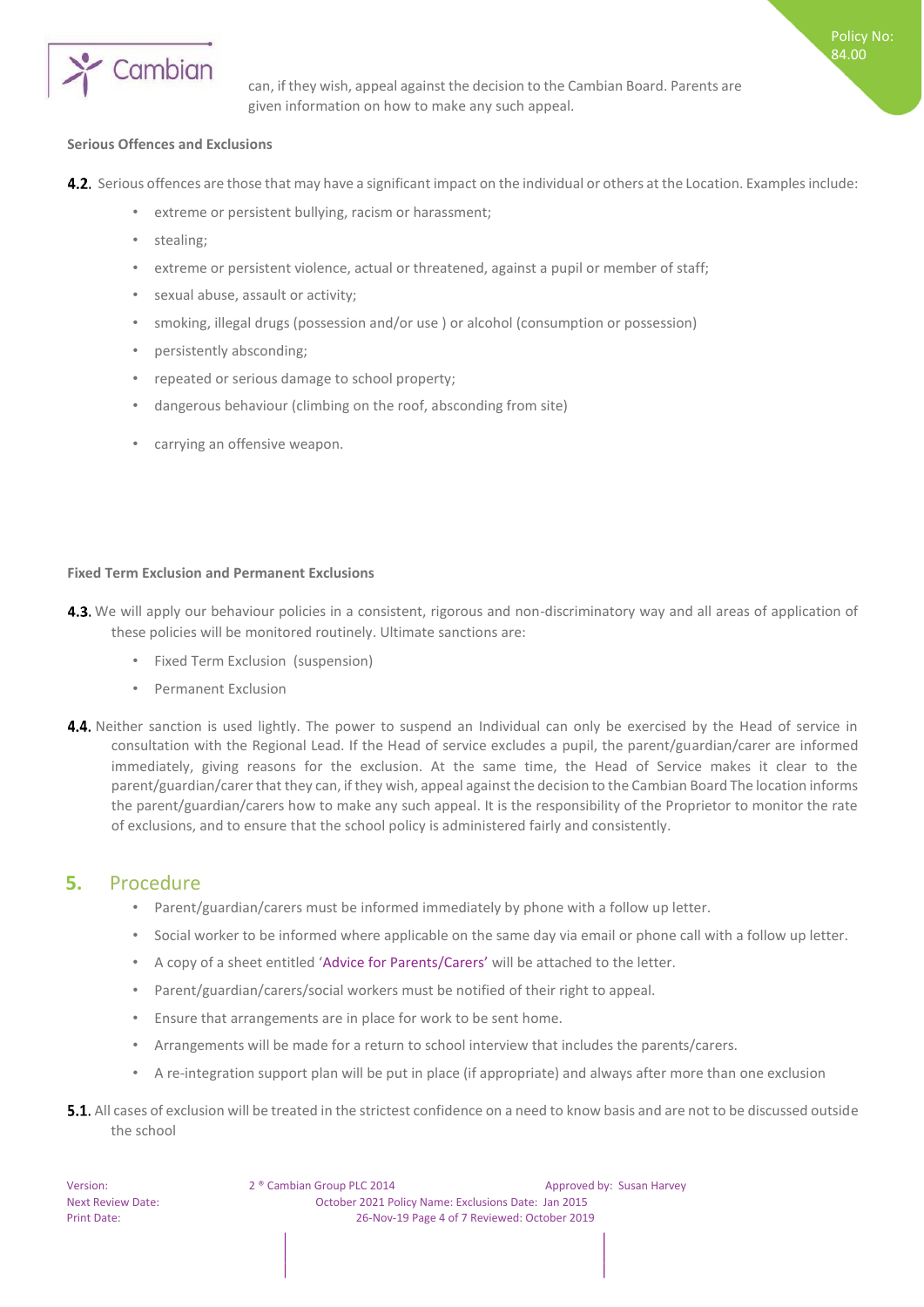can, if they wish, appeal against the decision to the Cambian Board. Parents are given information on how to make any such appeal.

**Serious Offences and Exclusions**

**4.2.** Serious offences are those that may have a significant impact on the individual or others at the Location. Examples include:

- extreme or persistent bullying, racism or harassment;
- stealing;
- extreme or persistent violence, actual or threatened, against a pupil or member of staff;
- sexual abuse, assault or activity;
- smoking, illegal drugs (possession and/or use ) or alcohol (consumption or possession)
- persistently absconding;
- repeated or serious damage to school property;
- dangerous behaviour (climbing on the roof, absconding from site)
- carrying an offensive weapon.

**Fixed Term Exclusion and Permanent Exclusions**

**4.3.** We will apply our behaviour policies in a consistent, rigorous and non-discriminatory way and all areas of application of these policies will be monitored routinely. Ultimate sanctions are:

- Fixed Term Exclusion (suspension)
- Permanent Exclusion

**4.4.** Neither sanction is used lightly. The power to suspend an Individual can only be exercised by the Head of service in consultation with the Regional Lead. If the Head of service excludes a pupil, the parent/guardian/carer are informed immediately, giving reasons for the exclusion. At the same time, the Head of Service makes it clear to the parent/guardian/carer that they can, if they wish, appeal against the decision to the Cambian Board The location informs the parent/guardian/carers how to make any such appeal. It is the responsibility of the Proprietor to monitor the rate of exclusions, and to ensure that the school policy is administered fairly and consistently.

## 5. Procedure

- Parent/guardian/carers must be informed immediately by phone with a follow up letter.
- Social worker to be informed where applicable on the same day via email or phone call with a follow up letter.
- A copy of a sheet entitled 'Advice for Parents/Carers' will be attached to the letter.
- Parent/guardian/carers/social workers must be notified of their right to appeal.
- Ensure that arrangements are in place for work to be sent home.
- Arrangements will be made for a return to school interview that includes the parents/carers.
- A re-integration support plan will be put in place (if appropriate) and always after more than one exclusion

**5.1.** All cases of exclusion will be treated in the strictest confidence on a need to know basis and are not to be discussed outside the school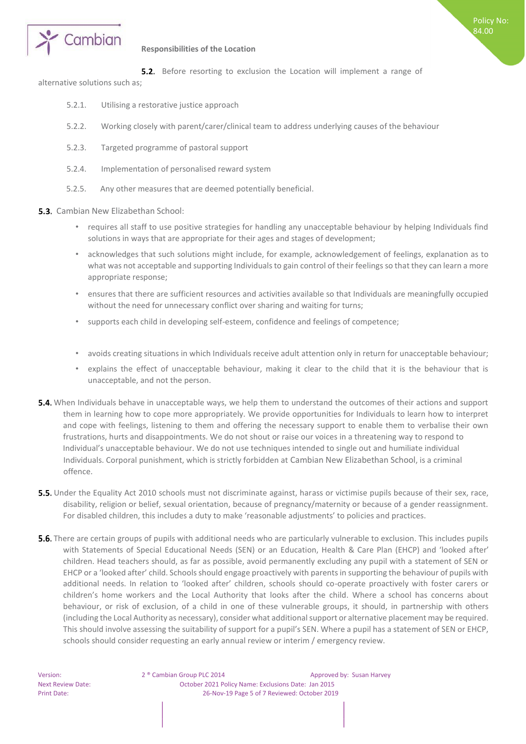**Responsibilities of the Location**

**5.2.** Before resorting to exclusion the Location will implement a range of alternative solutions such as;

5.2.1. Utilising a restorative justice approach

5.2.2. Working closely with parent/carer/clinical team to address underlying causes of the behaviour

5.2.3. Targeted programme of pastoral support

5.2.4. Implementation of personalised reward system

5.2.5. Any other measures that are deemed potentially beneficial.

**5.3.** Cambian New Elizabethan School:

- requires all staff to use positive strategies for handling any unacceptable behaviour by helping Individuals find solutions in ways that are appropriate for their ages and stages of development;
- acknowledges that such solutions might include, for example, acknowledgement of feelings, explanation as to what was not acceptable and supporting Individuals to gain control of their feelings so that they can learn a more appropriate response;
- ensures that there are sufficient resources and activities available so that Individuals are meaningfully occupied without the need for unnecessary conflict over sharing and waiting for turns;
- supports each child in developing self-esteem, confidence and feelings of competence;
- avoids creating situations in which Individuals receive adult attention only in return for unacceptable behaviour;
- explains the effect of unacceptable behaviour, making it clear to the child that it is the behaviour that is unacceptable, and not the person.

**5.4.** When Individuals behave in unacceptable ways, we help them to understand the outcomes of their actions and support them in learning how to cope more appropriately. We provide opportunities for Individuals to learn how to interpret and cope with feelings, listening to them and offering the necessary support to enable them to verbalise their own frustrations, hurts and disappointments. We do not shout or raise our voices in a threatening way to respond to Individual's unacceptable behaviour. We do not use techniques intended to single out and humiliate individual Individuals. Corporal punishment, which is strictly forbidden at Cambian New Elizabethan School, is a criminal offence.

**5.5.** Under the Equality Act 2010 schools must not discriminate against, harass or victimise pupils because of their sex, race, disability, religion or belief, sexual orientation, because of pregnancy/maternity or because of a gender reassignment. For disabled children, this includes a duty to make 'reasonable adjustments' to policies and practices.

**5.6.** There are certain groups of pupils with additional needs who are particularly vulnerable to exclusion. This includes pupils with Statements of Special Educational Needs (SEN) or an Education, Health & Care Plan (EHCP) and 'looked after' children. Head teachers should, as far as possible, avoid permanently excluding any pupil with a statement of SEN or EHCP or a 'looked after' child. Schools should engage proactively with parents in supporting the behaviour of pupils with additional needs. In relation to 'looked after' children, schools should co-operate proactively with foster carers or children's home workers and the Local Authority that looks after the child. Where a school has concerns about behaviour, or risk of exclusion, of a child in one of these vulnerable groups, it should, in partnership with others (including the Local Authority as necessary), consider what additional support or alternative placement may be required. This should involve assessing the suitability of support for a pupil's SEN. Where a pupil has a statement of SEN or EHCP, schools should consider requesting an early annual review or interim / emergency review.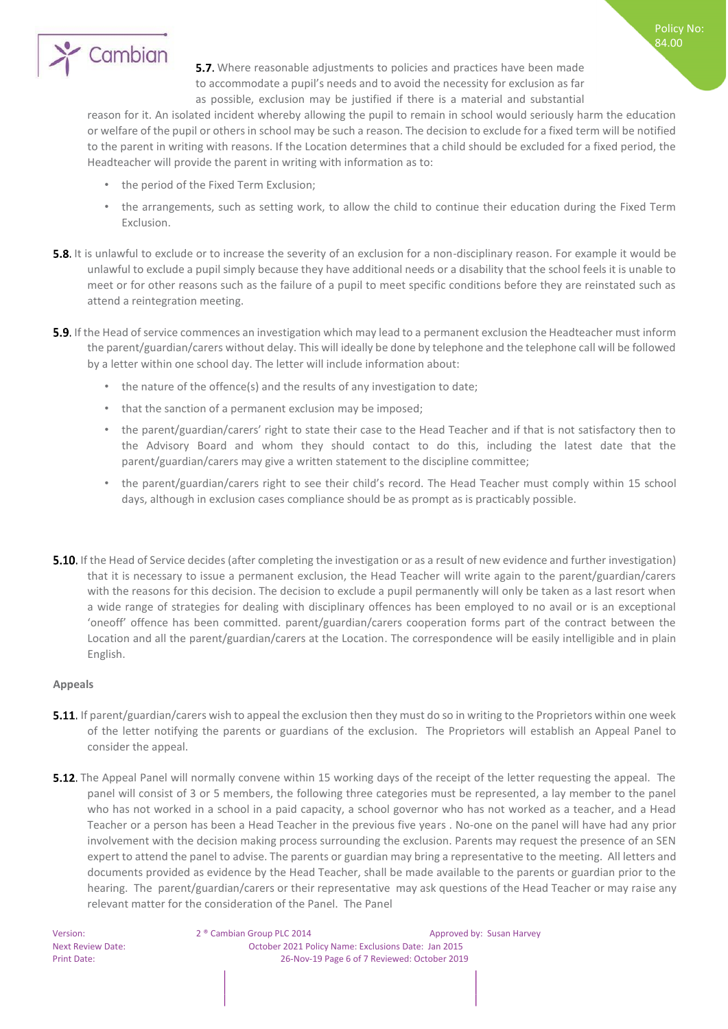**5.7.** Where reasonable adjustments to policies and practices have been made to accommodate a pupil's needs and to avoid the necessity for exclusion as far as possible, exclusion may be justified if there is a material and substantial reason for it. An isolated incident whereby allowing the pupil to remain in school would seriously harm the education or welfare of the pupil or others in school may be such a reason. The decision to exclude for a fixed term will be notified to the parent in writing with reasons. If the Location determines that a child should be excluded for a fixed period, the Headteacher will provide the parent in writing with information as to:

- the period of the Fixed Term Exclusion;
- the arrangements, such as setting work, to allow the child to continue their education during the Fixed Term Exclusion.

**5.8.** It is unlawful to exclude or to increase the severity of an exclusion for a non-disciplinary reason. For example it would be unlawful to exclude a pupil simply because they have additional needs or a disability that the school feels it is unable to meet or for other reasons such as the failure of a pupil to meet specific conditions before they are reinstated such as attend a reintegration meeting.

**5.9.** If the Head of service commences an investigation which may lead to a permanent exclusion the Headteacher must inform the parent/guardian/carers without delay. This will ideally be done by telephone and the telephone call will be followed by a letter within one school day. The letter will include information about:

- the nature of the offence(s) and the results of any investigation to date;
- that the sanction of a permanent exclusion may be imposed;
- the parent/guardian/carers' right to state their case to the Head Teacher and if that is not satisfactory then to the Advisory Board and whom they should contact to do this, including the latest date that the parent/guardian/carers may give a written statement to the discipline committee;
- the parent/guardian/carers right to see their child's record. The Head Teacher must comply within 15 school days, although in exclusion cases compliance should be as prompt as is practicably possible.

**5.10.** If the Head of Service decides (after completing the investigation or as a result of new evidence and further investigation) that it is necessary to issue a permanent exclusion, the Head Teacher will write again to the parent/guardian/carers with the reasons for this decision. The decision to exclude a pupil permanently will only be taken as a last resort when a wide range of strategies for dealing with disciplinary offences has been employed to no avail or is an exceptional 'oneoff' offence has been committed. parent/guardian/carers cooperation forms part of the contract between the Location and all the parent/guardian/carers at the Location. The correspondence will be easily intelligible and in plain English.

### Appeals

**5.11.** If parent/guardian/carers wish to appeal the exclusion then they must do so in writing to the Proprietors within one week of the letter notifying the parents or guardians of the exclusion. The Proprietors will establish an Appeal Panel to consider the appeal.

**5.12.** The Appeal Panel will normally convene within 15 working days of the receipt of the letter requesting the appeal. The panel will consist of 3 or 5 members, the following three categories must be represented, a lay member to the panel who has not worked in a school in a paid capacity, a school governor who has not worked as a teacher, and a Head Teacher or a person has been a Head Teacher in the previous five years . No-one on the panel will have had any prior involvement with the decision making process surrounding the exclusion. Parents may request the presence of an SEN expert to attend the panel to advise. The parents or guardian may bring a representative to the meeting. All letters and documents provided as evidence by the Head Teacher, shall be made available to the parents or guardian prior to the hearing. The parent/guardian/carers or their representative may ask questions of the Head Teacher or may raise any relevant matter for the consideration of the Panel. The Panel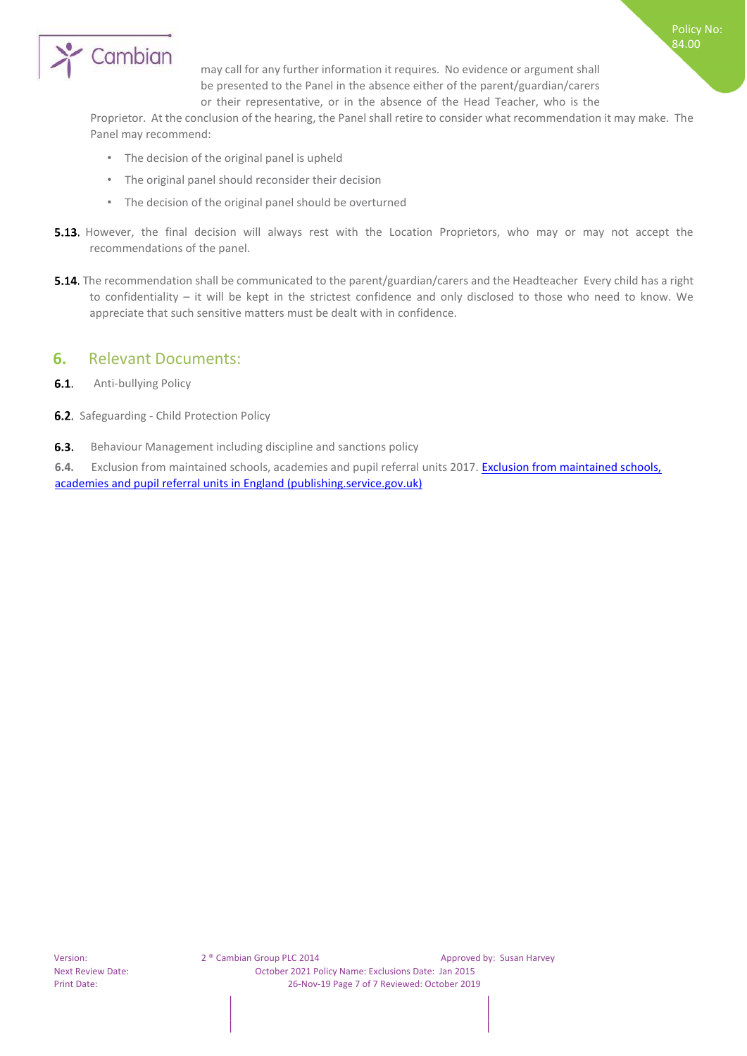may call for any further information it requires. No evidence or argument shall be presented to the Panel in the absence either of the parent/guardian/carers or their representative, or in the absence of the Head Teacher, who is the Proprietor. At the conclusion of the hearing, the Panel shall retire to consider what recommendation it may make. The Panel may recommend:

- The decision of the original panel is upheld
- The original panel should reconsider their decision
- The decision of the original panel should be overturned

**5.13.** However, the final decision will always rest with the Location Proprietors, who may or may not accept the recommendations of the panel.

**5.14.** The recommendation shall be communicated to the parent/guardian/carers and the Headteacher Every child has a right to confidentiality – it will be kept in the strictest confidence and only disclosed to those who need to know. We appreciate that such sensitive matters must be dealt with in confidence.

## 6. Relevant Documents:

**6.1.** Anti-bullying Policy

**6.2.** Safeguarding - Child Protection Policy

**6.3.** Behaviour Management including discipline and sanctions policy

**6.4.** Exclusion from maintained schools, academies and pupil referral units 2017. [Exclusion from maintained schools, academies and pupil referral units in England (publishing.service.gov.uk)]